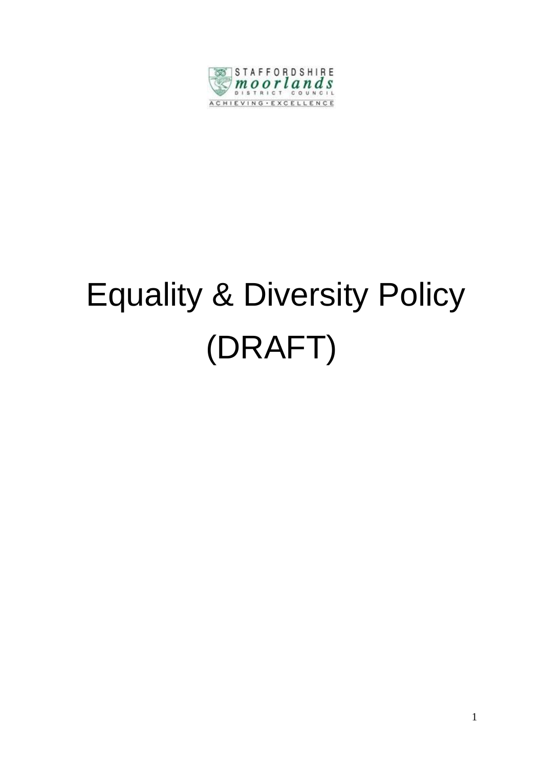STAFFORDSHIRE
moorlands
DISTRICT COUNCIL
ACHIEVING · EXCELLENCE

# Equality & Diversity Policy (DRAFT)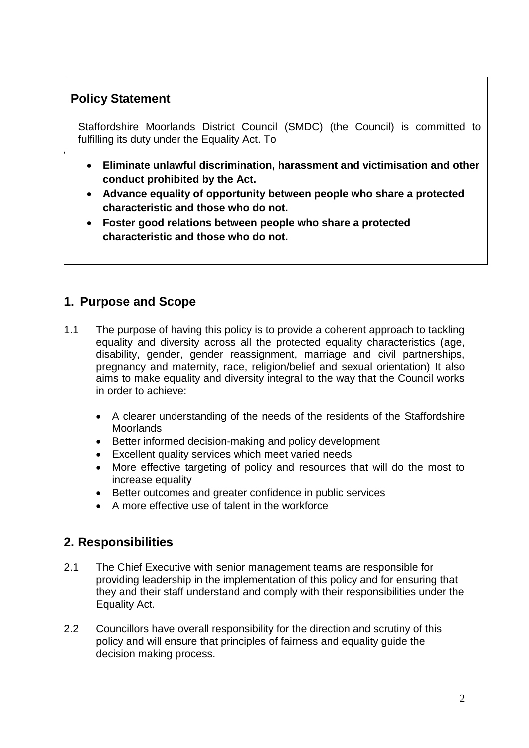## Policy Statement

Staffordshire Moorlands District Council (SMDC) (the Council) is committed to fulfilling its duty under the Equality Act. To

- **Eliminate unlawful discrimination, harassment and victimisation and other conduct prohibited by the Act.**
- **Advance equality of opportunity between people who share a protected characteristic and those who do not.**
- **Foster good relations between people who share a protected characteristic and those who do not.**

## 1. Purpose and Scope

1.1 The purpose of having this policy is to provide a coherent approach to tackling equality and diversity across all the protected equality characteristics (age, disability, gender, gender reassignment, marriage and civil partnerships, pregnancy and maternity, race, religion/belief and sexual orientation) It also aims to make equality and diversity integral to the way that the Council works in order to achieve:

- A clearer understanding of the needs of the residents of the Staffordshire Moorlands
- Better informed decision-making and policy development
- Excellent quality services which meet varied needs
- More effective targeting of policy and resources that will do the most to increase equality
- Better outcomes and greater confidence in public services
- A more effective use of talent in the workforce

## 2. Responsibilities

2.1 The Chief Executive with senior management teams are responsible for providing leadership in the implementation of this policy and for ensuring that they and their staff understand and comply with their responsibilities under the Equality Act.

2.2 Councillors have overall responsibility for the direction and scrutiny of this policy and will ensure that principles of fairness and equality guide the decision making process.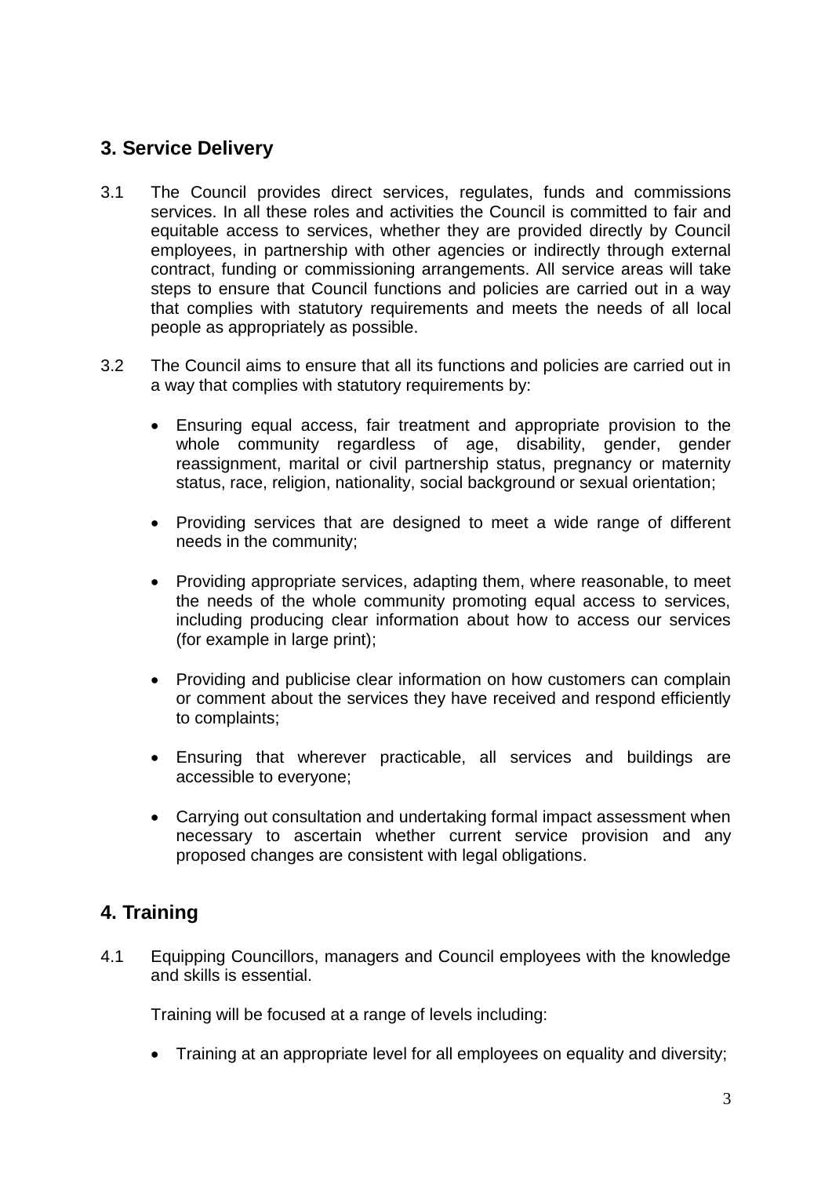## 3. Service Delivery

3.1 The Council provides direct services, regulates, funds and commissions services. In all these roles and activities the Council is committed to fair and equitable access to services, whether they are provided directly by Council employees, in partnership with other agencies or indirectly through external contract, funding or commissioning arrangements. All service areas will take steps to ensure that Council functions and policies are carried out in a way that complies with statutory requirements and meets the needs of all local people as appropriately as possible.

3.2 The Council aims to ensure that all its functions and policies are carried out in a way that complies with statutory requirements by:

- Ensuring equal access, fair treatment and appropriate provision to the whole community regardless of age, disability, gender, gender reassignment, marital or civil partnership status, pregnancy or maternity status, race, religion, nationality, social background or sexual orientation;
- Providing services that are designed to meet a wide range of different needs in the community;
- Providing appropriate services, adapting them, where reasonable, to meet the needs of the whole community promoting equal access to services, including producing clear information about how to access our services (for example in large print);
- Providing and publicise clear information on how customers can complain or comment about the services they have received and respond efficiently to complaints;
- Ensuring that wherever practicable, all services and buildings are accessible to everyone;
- Carrying out consultation and undertaking formal impact assessment when necessary to ascertain whether current service provision and any proposed changes are consistent with legal obligations.

## 4. Training

4.1 Equipping Councillors, managers and Council employees with the knowledge and skills is essential.

Training will be focused at a range of levels including:

- Training at an appropriate level for all employees on equality and diversity;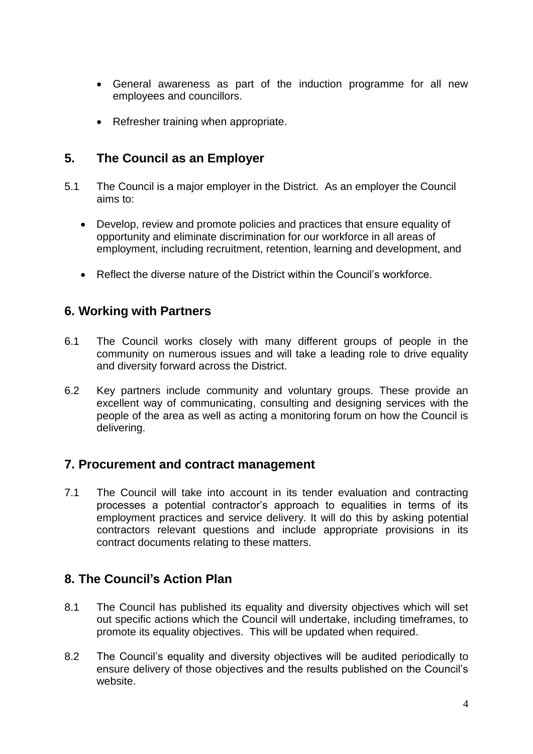- General awareness as part of the induction programme for all new employees and councillors.

- Refresher training when appropriate.

## 5. The Council as an Employer

5.1 The Council is a major employer in the District. As an employer the Council aims to:

- Develop, review and promote policies and practices that ensure equality of opportunity and eliminate discrimination for our workforce in all areas of employment, including recruitment, retention, learning and development, and

- Reflect the diverse nature of the District within the Council's workforce.

## 6. Working with Partners

6.1 The Council works closely with many different groups of people in the community on numerous issues and will take a leading role to drive equality and diversity forward across the District.

6.2 Key partners include community and voluntary groups. These provide an excellent way of communicating, consulting and designing services with the people of the area as well as acting a monitoring forum on how the Council is delivering.

## 7. Procurement and contract management

7.1 The Council will take into account in its tender evaluation and contracting processes a potential contractor's approach to equalities in terms of its employment practices and service delivery. It will do this by asking potential contractors relevant questions and include appropriate provisions in its contract documents relating to these matters.

## 8. The Council's Action Plan

8.1 The Council has published its equality and diversity objectives which will set out specific actions which the Council will undertake, including timeframes, to promote its equality objectives. This will be updated when required.

8.2 The Council's equality and diversity objectives will be audited periodically to ensure delivery of those objectives and the results published on the Council's website.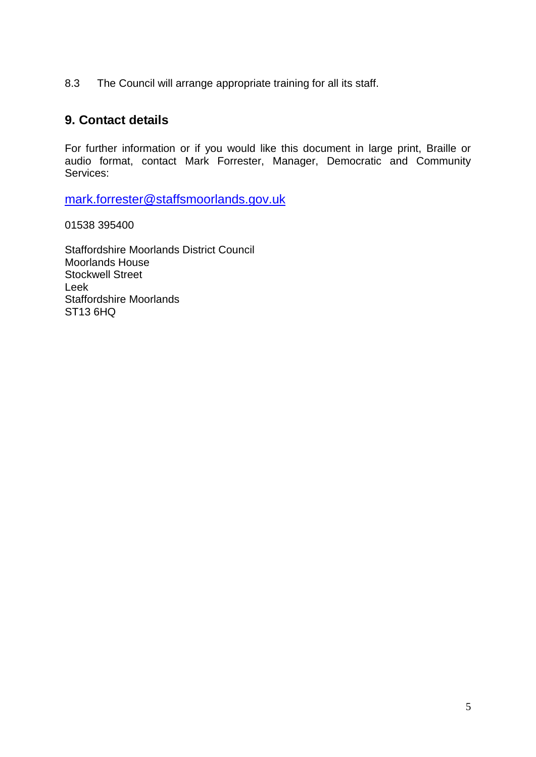8.3 The Council will arrange appropriate training for all its staff.

## 9. Contact details

For further information or if you would like this document in large print, Braille or audio format, contact Mark Forrester, Manager, Democratic and Community Services:

mark.forrester@staffsmoorlands.gov.uk

01538 395400

Staffordshire Moorlands District Council
Moorlands House
Stockwell Street
Leek
Staffordshire Moorlands
ST13 6HQ